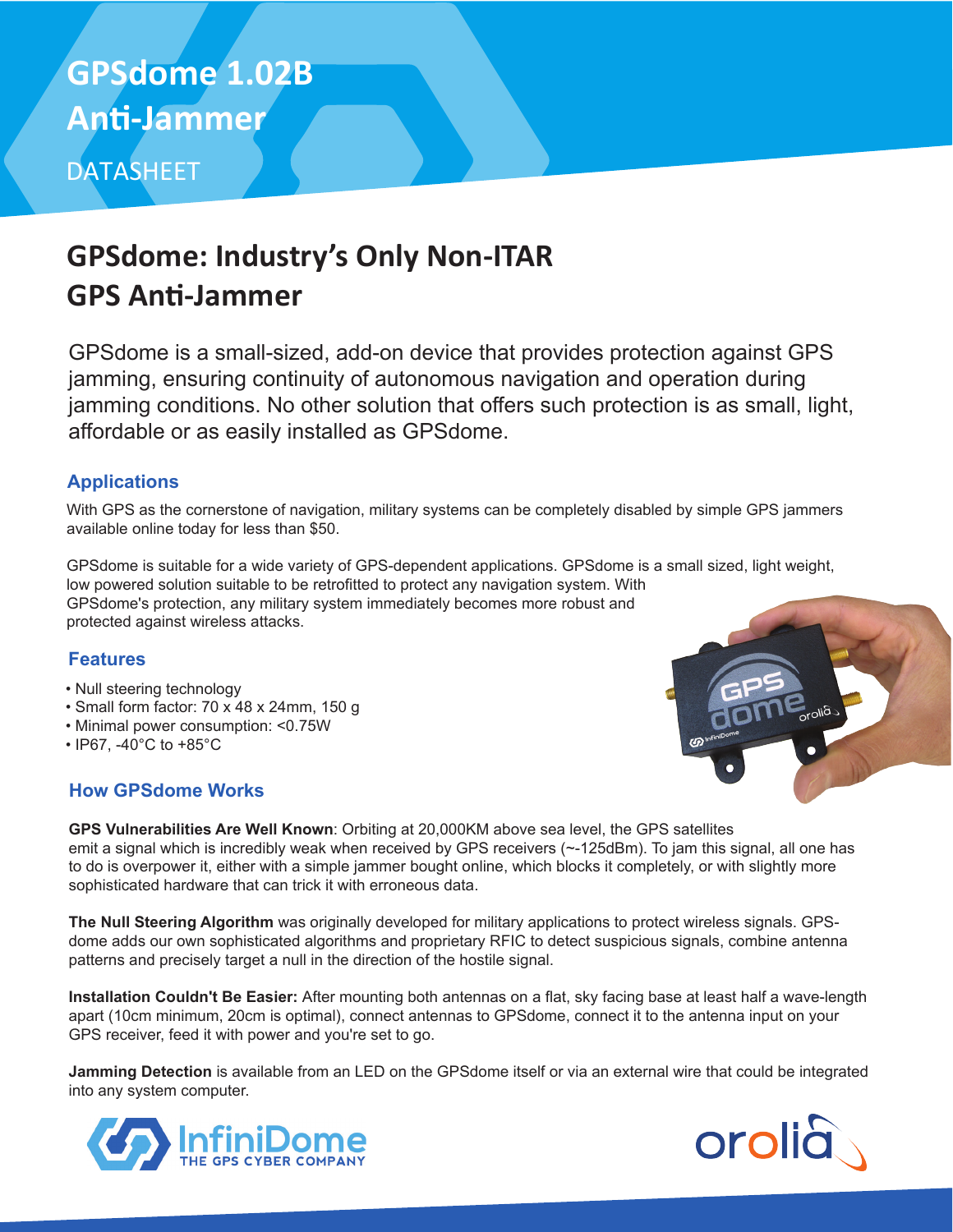# GPSdome 1.02B Anti-Jammer

DATASHEET

## GPSdome: Industry's Only Non-ITAR GPS Anti-Jammer

GPSdome is a small-sized, add-on device that provides protection against GPS jamming, ensuring continuity of autonomous navigation and operation during jamming conditions. No other solution that offers such protection is as small, light, affordable or as easily installed as GPSdome.

### Applications

With GPS as the cornerstone of navigation, military systems can be completely disabled by simple GPS jammers available online today for less than $50.

GPSdome is suitable for a wide variety of GPS-dependent applications. GPSdome is a small sized, light weight, low powered solution suitable to be retrofitted to protect any navigation system. With GPSdome's protection, any military system immediately becomes more robust and protected against wireless attacks.

### Features

- Null steering technology
- Small form factor: 70 x 48 x 24mm, 150 g
- Minimal power consumption: <0.75W
- IP67, -40°C to +85°C

### How GPSdome Works

**GPS Vulnerabilities Are Well Known**: Orbiting at 20,000KM above sea level, the GPS satellites emit a signal which is incredibly weak when received by GPS receivers (~-125dBm). To jam this signal, all one has to do is overpower it, either with a simple jammer bought online, which blocks it completely, or with slightly more sophisticated hardware that can trick it with erroneous data.

**The Null Steering Algorithm** was originally developed for military applications to protect wireless signals. GPS-dome adds our own sophisticated algorithms and proprietary RFIC to detect suspicious signals, combine antenna patterns and precisely target a null in the direction of the hostile signal.

**Installation Couldn't Be Easier:** After mounting both antennas on a flat, sky facing base at least half a wave-length apart (10cm minimum, 20cm is optimal), connect antennas to GPSdome, connect it to the antenna input on your GPS receiver, feed it with power and you're set to go.

**Jamming Detection** is available from an LED on the GPSdome itself or via an external wire that could be integrated into any system computer.

InfiniDome THE GPS CYBER COMPANY

orolia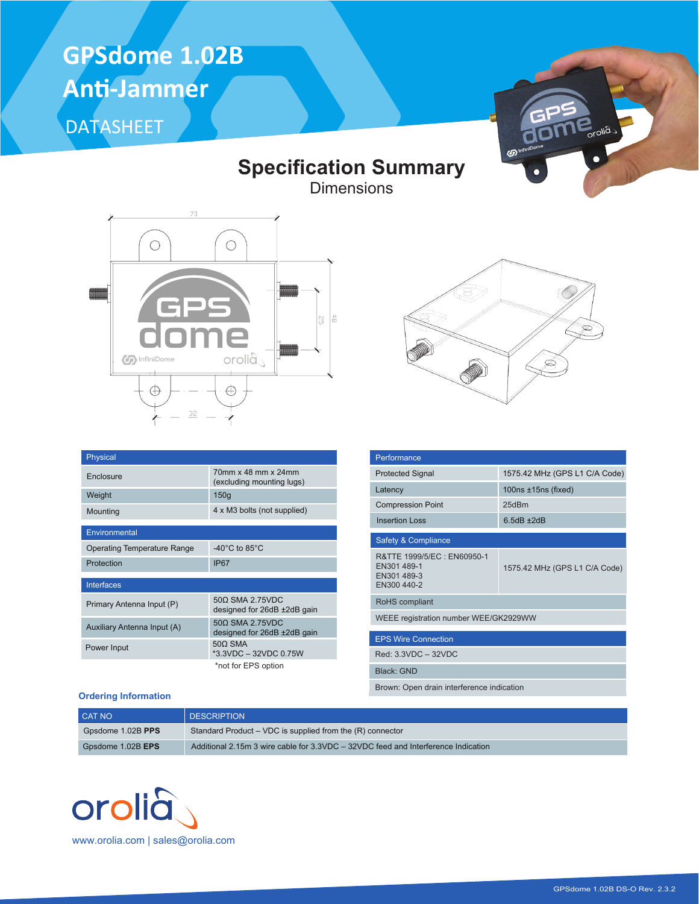# GPSdome 1.02B Anti-Jammer

DATASHEET

## Specification Summary

Dimensions

70

48

25

32

| Physical | |
|---|---|
| Enclosure | 70mm x 48 mm x 24mm (excluding mounting lugs) |
| Weight | 150g |
| Mounting | 4 x M3 bolts (not supplied) |

| Environmental | |
|---|---|
| Operating Temperature Range | -40°C to 85°C |
| Protection | IP67 |

| Interfaces | |
|---|---|
| Primary Antenna Input (P) | 50Ω SMA 2.75VDC designed for 26dB ±2dB gain |
| Auxiliary Antenna Input (A) | 50Ω SMA 2.75VDC designed for 26dB ±2dB gain |
| Power Input | 50Ω SMA *3.3VDC – 32VDC 0.75W |

*not for EPS option

| Performance | |
|---|---|
| Protected Signal | 1575.42 MHz (GPS L1 C/A Code) |
| Latency | 100ns ±15ns (fixed) |
| Compression Point | 25dBm |
| Insertion Loss | 6.5dB ±2dB |

| Safety & Compliance | |
|---|---|
| R&TTE 1999/5/EC : EN60950-1 EN301 489-1 EN301 489-3 EN300 440-2 | 1575.42 MHz (GPS L1 C/A Code) |
| RoHS compliant | |
| WEEE registration number WEE/GK2929WW | |

| EPS Wire Connection |
|---|
| Red: 3.3VDC – 32VDC |
| Black: GND |
| Brown: Open drain interference indication |

### Ordering Information

| CAT NO | DESCRIPTION |
|---|---|
| Gpsdome 1.02B **PPS** | Standard Product – VDC is supplied from the (R) connector |
| Gpsdome 1.02B **EPS** | Additional 2.15m 3 wire cable for 3.3VDC – 32VDC feed and Interference Indication |

orolia

www.orolia.com | sales@orolia.com

GPSdome 1.02B DS-O Rev. 2.3.2